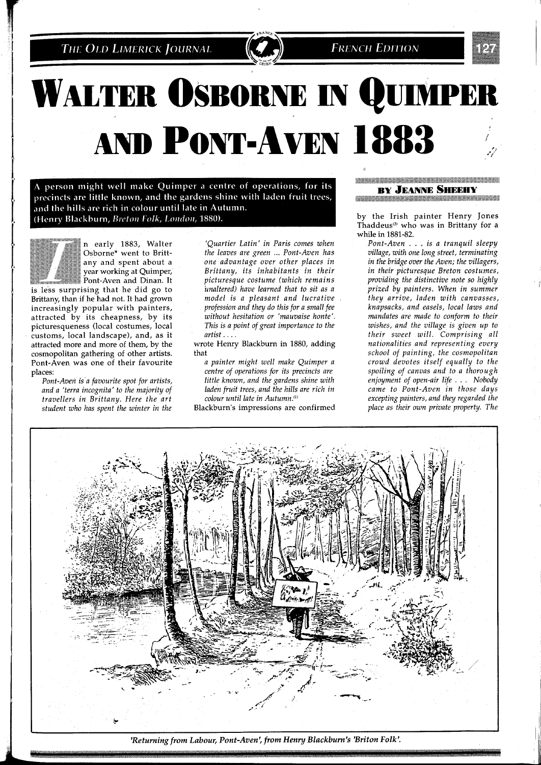# WALTER OSBORNE IN QUIMPER AND PONT-AVEN 1883

A person might well make Quimper a centre of operations, for its precincts are little known, and the gardens shine with laden fruit trees, and the hills are rich in colour until late in Autumn.
(Henry Blackburn, *Breton Folk*, London, 1880).

**BY JEANNE SHEEHY**

In early 1883, Walter Osborne* went to Brittany and spent about a year working at Quimper, Pont-Aven and Dinan. It is less surprising that he did go to Brittany, than if he had not. It had grown increasingly popular with painters, attracted by its cheapness, by its picturesqueness (local costumes, local customs, local landscape), and, as it attracted more and more of them, by the cosmopolitan gathering of other artists. Pont-Aven was one of their favourite places:

*Pont-Aven is a favourite spot for artists, and a 'terra incognita' to the majority of travellers in Brittany. Here the art student who has spent the winter in the 'Quartier Latin' in Paris comes when the leaves are green ... Pont-Aven has one advantage over other places in Brittany, its inhabitants in their picturesque costume (which remains unaltered) have learned that to sit as a model is a pleasant and lucrative profession and they do this for a small fee without hesitation or 'mauvaise honte'. This is a point of great importance to the artist . . . .*

wrote Henry Blackburn in 1880, adding that

*a painter might well make Quimper a centre of operations for its precincts are little known, and the gardens shine with laden fruit trees, and the hills are rich in colour until late in Autumn.*[1]

Blackburn's impressions are confirmed by the Irish painter Henry Jones Thaddeus[2] who was in Brittany for a while in 1881-82.

*Pont-Aven . . . is a tranquil sleepy village, with one long street, terminating in the bridge over the Aven; the villagers, in their picturesque Breton costumes, providing the distinctive note so highly prized by painters. When in summer they arrive, laden with canvasses, knapsacks, and easels, local laws and mandates are made to conform to their wishes, and the village is given up to their sweet will. Comprising all nationalities and representing every school of painting, the cosmopolitan crowd devotes itself equally to the spoiling of canvas and to a thorough enjoyment of open-air life . . . Nobody came to Pont-Aven in those days excepting painters, and they regarded the place as their own private property. The*

*'Returning from Labour, Pont-Aven', from Henry Blackburn's 'Briton Folk'.*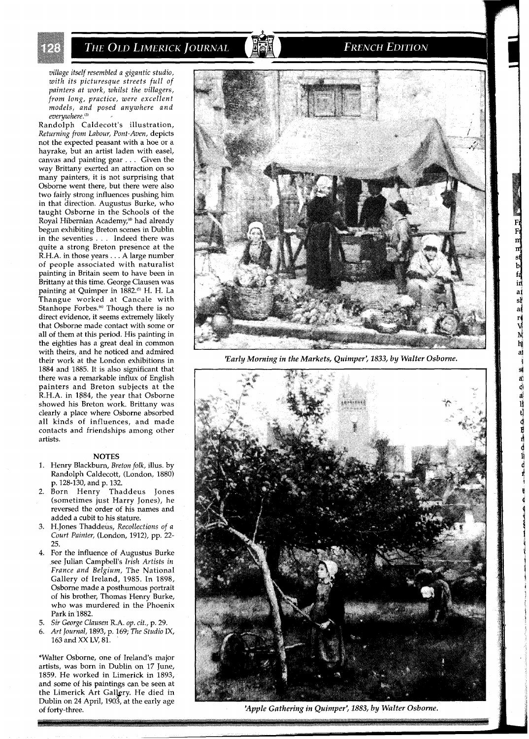*village itself resembled a gigantic studio, with its picturesque streets full of painters at work, whilst the villagers, from long, practice, were excellent models, and posed anywhere and everywhere.*[3]

Randolph Caldecott's illustration, *Returning from Labour, Pont-Aven,* depicts not the expected peasant with a hoe or a hayrake, but an artist laden with easel, canvas and painting gear . . . Given the way Brittany exerted an attraction on so many painters, it is not surprising that Osborne went there, but there were also two fairly strong influences pushing him in that direction. Augustus Burke, who taught Osborne in the Schools of the Royal Hibernian Academy,[4] had already begun exhibiting Breton scenes in Dublin in the seventies . . . Indeed there was quite a strong Breton presence at the R.H.A. in those years . . . A large number of people associated with naturalist painting in Britain seem to have been in Brittany at this time. George Clausen was painting at Quimper in 1882.[5] H. H. La Thangue worked at Cancale with Stanhope Forbes.[6] Though there is no direct evidence, it seems extremely likely that Osborne made contact with some or all of them at this period. His painting in the eighties has a great deal in common with theirs, and he noticed and admired their work at the London exhibitions in 1884 and 1885. It is also significant that there was a remarkable influx of English painters and Breton subjects at the R.H.A. in 1884, the year that Osborne showed his Breton work. Brittany was clearly a place where Osborne absorbed all kinds of influences, and made contacts and friendships among other artists.

#### NOTES

1. Henry Blackburn, *Breton folk*, illus. by Randolph Caldecott, (London, 1880) p. 128-130, and p. 132.
2. Born Henry Thaddeus Jones (sometimes just Harry Jones), he reversed the order of his names and added a cubit to his stature.
3. H.Jones Thaddeus, *Recollections of a Court Painter,* (London, 1912), pp. 22-25.
4. For the influence of Augustus Burke see Julian Campbell's *Irish Artists in France and Belgium,* The National Gallery of Ireland, 1985. In 1898, Osborne made a posthumous portrait of his brother, Thomas Henry Burke, who was murdered in the Phoenix Park in 1882.
5. *Sir George Clausen* R.A. *op. cit.*, p. 29.
6. *Art Journal*, 1893, p. 169; *The Studio* IX, 163 and XX LV, 81.

*Walter Osborne, one of Ireland's major artists, was born in Dublin on 17 June, 1859. He worked in Limerick in 1893, and some of his paintings can be seen at the Limerick Art Gallery. He died in Dublin on 24 April, 1903, at the early age of forty-three.

*'Early Morning in the Markets, Quimper', 1833, by Walter Osborne.*

*'Apple Gathering in Quimper', 1883, by Walter Osborne.*